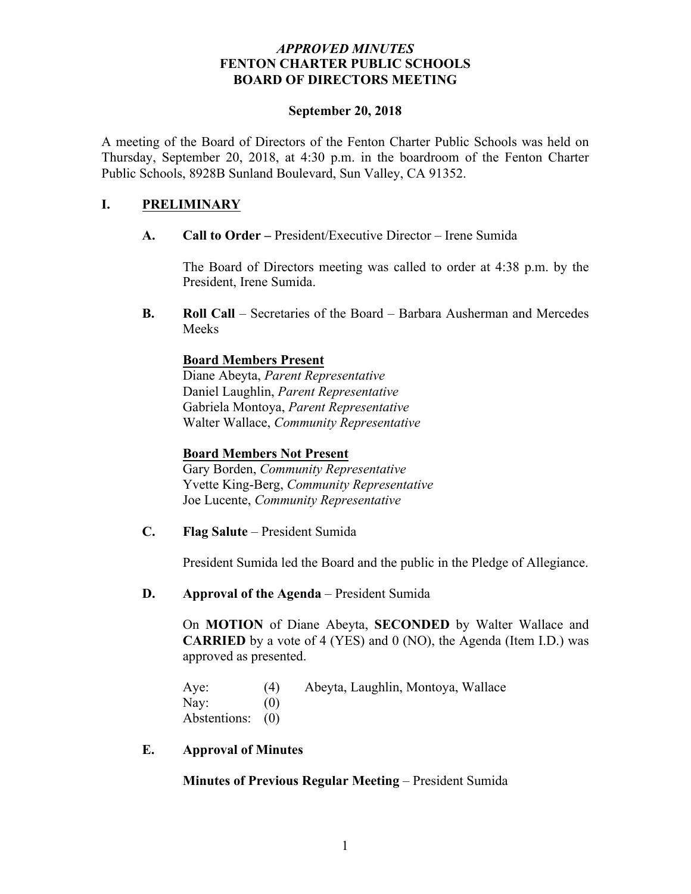***APPROVED MINUTES***
**FENTON CHARTER PUBLIC SCHOOLS**
**BOARD OF DIRECTORS MEETING**

**September 20, 2018**

A meeting of the Board of Directors of the Fenton Charter Public Schools was held on Thursday, September 20, 2018, at 4:30 p.m. in the boardroom of the Fenton Charter Public Schools, 8928B Sunland Boulevard, Sun Valley, CA 91352.

## I. PRELIMINARY

**A. Call to Order –** President/Executive Director – Irene Sumida

The Board of Directors meeting was called to order at 4:38 p.m. by the President, Irene Sumida.

**B. Roll Call** – Secretaries of the Board – Barbara Ausherman and Mercedes Meeks

**Board Members Present**
Diane Abeyta, *Parent Representative*
Daniel Laughlin, *Parent Representative*
Gabriela Montoya, *Parent Representative*
Walter Wallace, *Community Representative*

**Board Members Not Present**
Gary Borden, *Community Representative*
Yvette King-Berg, *Community Representative*
Joe Lucente, *Community Representative*

**C. Flag Salute** – President Sumida

President Sumida led the Board and the public in the Pledge of Allegiance.

**D. Approval of the Agenda** – President Sumida

On **MOTION** of Diane Abeyta, **SECONDED** by Walter Wallace and **CARRIED** by a vote of 4 (YES) and 0 (NO), the Agenda (Item I.D.) was approved as presented.

| | | |
|---|---|---|
| Aye: | (4) | Abeyta, Laughlin, Montoya, Wallace |
| Nay: | (0) | |
| Abstentions: | (0) | |

**E. Approval of Minutes**

**Minutes of Previous Regular Meeting** – President Sumida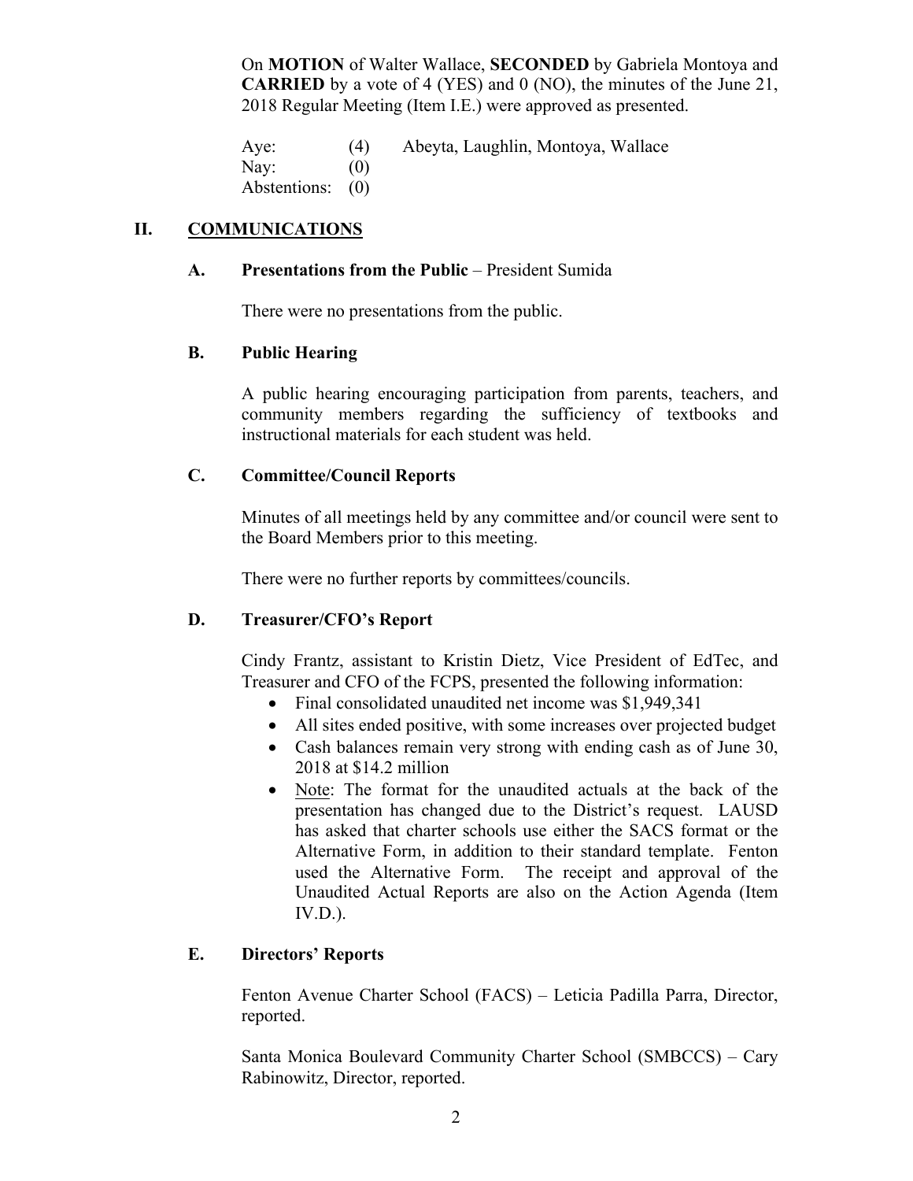On **MOTION** of Walter Wallace, **SECONDED** by Gabriela Montoya and **CARRIED** by a vote of 4 (YES) and 0 (NO), the minutes of the June 21, 2018 Regular Meeting (Item I.E.) were approved as presented.

| | | |
|---|---|---|
| Aye: | (4) | Abeyta, Laughlin, Montoya, Wallace |
| Nay: | (0) | |
| Abstentions: | (0) | |

## II. COMMUNICATIONS

### A. Presentations from the Public – President Sumida

There were no presentations from the public.

### B. Public Hearing

A public hearing encouraging participation from parents, teachers, and community members regarding the sufficiency of textbooks and instructional materials for each student was held.

### C. Committee/Council Reports

Minutes of all meetings held by any committee and/or council were sent to the Board Members prior to this meeting.

There were no further reports by committees/councils.

### D. Treasurer/CFO's Report

Cindy Frantz, assistant to Kristin Dietz, Vice President of EdTec, and Treasurer and CFO of the FCPS, presented the following information:

- Final consolidated unaudited net income was $1,949,341
- All sites ended positive, with some increases over projected budget
- Cash balances remain very strong with ending cash as of June 30, 2018 at $14.2 million
- Note: The format for the unaudited actuals at the back of the presentation has changed due to the District's request. LAUSD has asked that charter schools use either the SACS format or the Alternative Form, in addition to their standard template. Fenton used the Alternative Form. The receipt and approval of the Unaudited Actual Reports are also on the Action Agenda (Item IV.D.).

### E. Directors' Reports

Fenton Avenue Charter School (FACS) – Leticia Padilla Parra, Director, reported.

Santa Monica Boulevard Community Charter School (SMBCCS) – Cary Rabinowitz, Director, reported.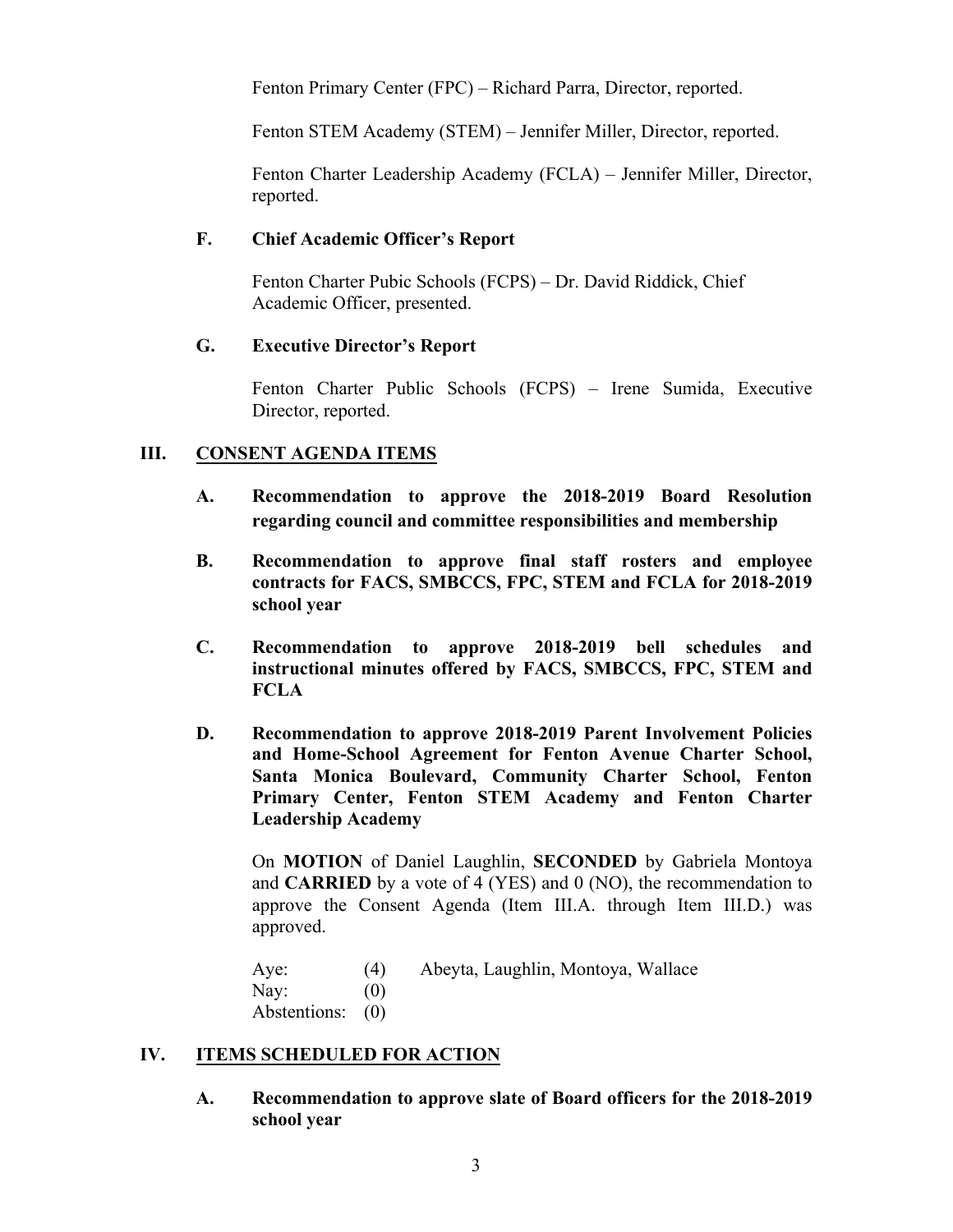Fenton Primary Center (FPC) – Richard Parra, Director, reported.

Fenton STEM Academy (STEM) – Jennifer Miller, Director, reported.

Fenton Charter Leadership Academy (FCLA) – Jennifer Miller, Director, reported.

### F. Chief Academic Officer's Report

Fenton Charter Pubic Schools (FCPS) – Dr. David Riddick, Chief Academic Officer, presented.

### G. Executive Director's Report

Fenton Charter Public Schools (FCPS) – Irene Sumida, Executive Director, reported.

## III. CONSENT AGENDA ITEMS

**A. Recommendation to approve the 2018-2019 Board Resolution regarding council and committee responsibilities and membership**

**B. Recommendation to approve final staff rosters and employee contracts for FACS, SMBCCS, FPC, STEM and FCLA for 2018-2019 school year**

**C. Recommendation to approve 2018-2019 bell schedules and instructional minutes offered by FACS, SMBCCS, FPC, STEM and FCLA**

**D. Recommendation to approve 2018-2019 Parent Involvement Policies and Home-School Agreement for Fenton Avenue Charter School, Santa Monica Boulevard, Community Charter School, Fenton Primary Center, Fenton STEM Academy and Fenton Charter Leadership Academy**

On **MOTION** of Daniel Laughlin, **SECONDED** by Gabriela Montoya and **CARRIED** by a vote of 4 (YES) and 0 (NO), the recommendation to approve the Consent Agenda (Item III.A. through Item III.D.) was approved.

Aye: (4) Abeyta, Laughlin, Montoya, Wallace
Nay: (0)
Abstentions: (0)

## IV. ITEMS SCHEDULED FOR ACTION

**A. Recommendation to approve slate of Board officers for the 2018-2019 school year**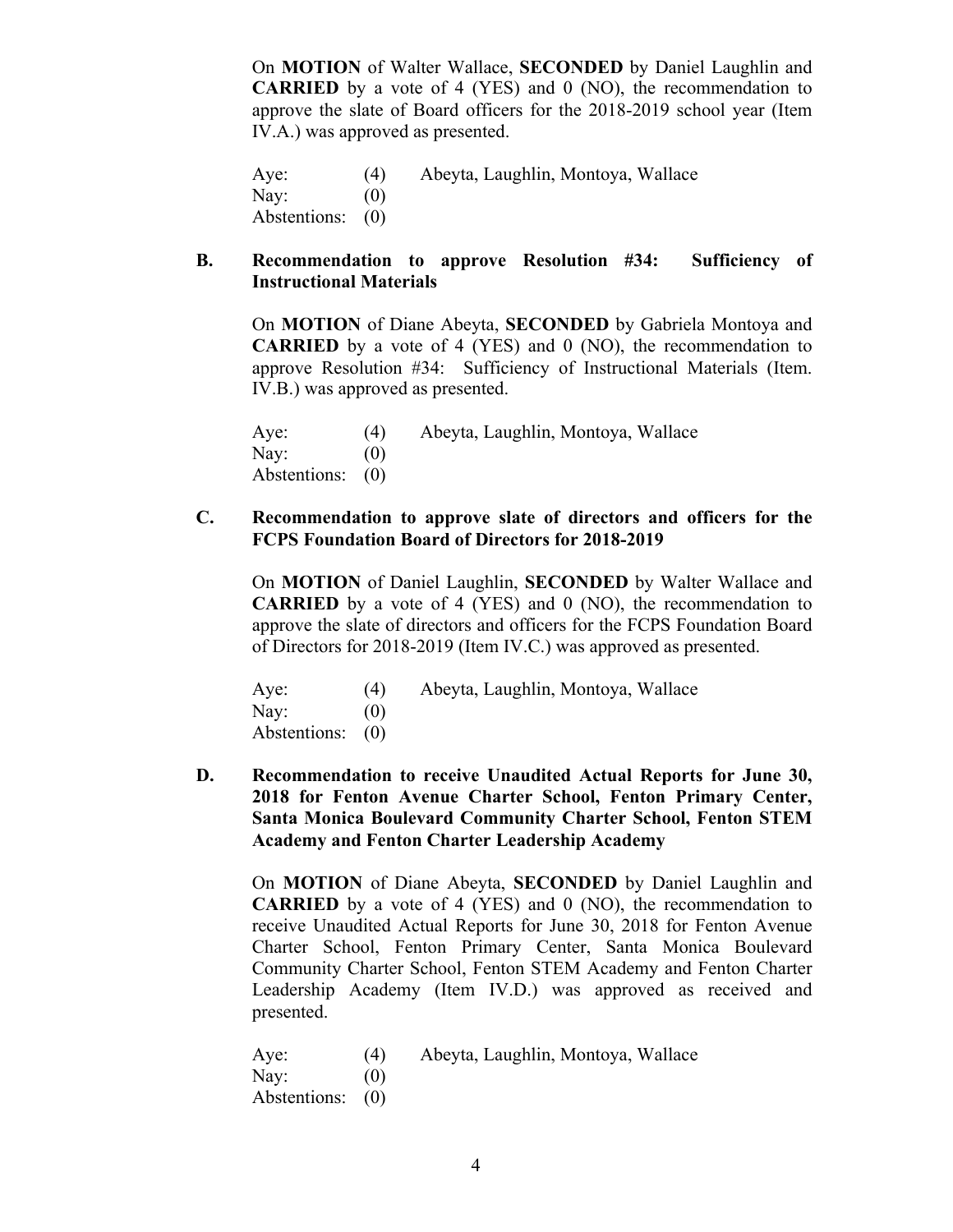On **MOTION** of Walter Wallace, **SECONDED** by Daniel Laughlin and **CARRIED** by a vote of 4 (YES) and 0 (NO), the recommendation to approve the slate of Board officers for the 2018-2019 school year (Item IV.A.) was approved as presented.

| | | |
|---|---|---|
| Aye: | (4) | Abeyta, Laughlin, Montoya, Wallace |
| Nay: | (0) | |
| Abstentions: | (0) | |

**B. Recommendation to approve Resolution #34: Sufficiency of Instructional Materials**

On **MOTION** of Diane Abeyta, **SECONDED** by Gabriela Montoya and **CARRIED** by a vote of 4 (YES) and 0 (NO), the recommendation to approve Resolution #34: Sufficiency of Instructional Materials (Item. IV.B.) was approved as presented.

| | | |
|---|---|---|
| Aye: | (4) | Abeyta, Laughlin, Montoya, Wallace |
| Nay: | (0) | |
| Abstentions: | (0) | |

**C. Recommendation to approve slate of directors and officers for the FCPS Foundation Board of Directors for 2018-2019**

On **MOTION** of Daniel Laughlin, **SECONDED** by Walter Wallace and **CARRIED** by a vote of 4 (YES) and 0 (NO), the recommendation to approve the slate of directors and officers for the FCPS Foundation Board of Directors for 2018-2019 (Item IV.C.) was approved as presented.

| | | |
|---|---|---|
| Aye: | (4) | Abeyta, Laughlin, Montoya, Wallace |
| Nay: | (0) | |
| Abstentions: | (0) | |

**D. Recommendation to receive Unaudited Actual Reports for June 30, 2018 for Fenton Avenue Charter School, Fenton Primary Center, Santa Monica Boulevard Community Charter School, Fenton STEM Academy and Fenton Charter Leadership Academy**

On **MOTION** of Diane Abeyta, **SECONDED** by Daniel Laughlin and **CARRIED** by a vote of 4 (YES) and 0 (NO), the recommendation to receive Unaudited Actual Reports for June 30, 2018 for Fenton Avenue Charter School, Fenton Primary Center, Santa Monica Boulevard Community Charter School, Fenton STEM Academy and Fenton Charter Leadership Academy (Item IV.D.) was approved as received and presented.

| | | |
|---|---|---|
| Aye: | (4) | Abeyta, Laughlin, Montoya, Wallace |
| Nay: | (0) | |
| Abstentions: | (0) | |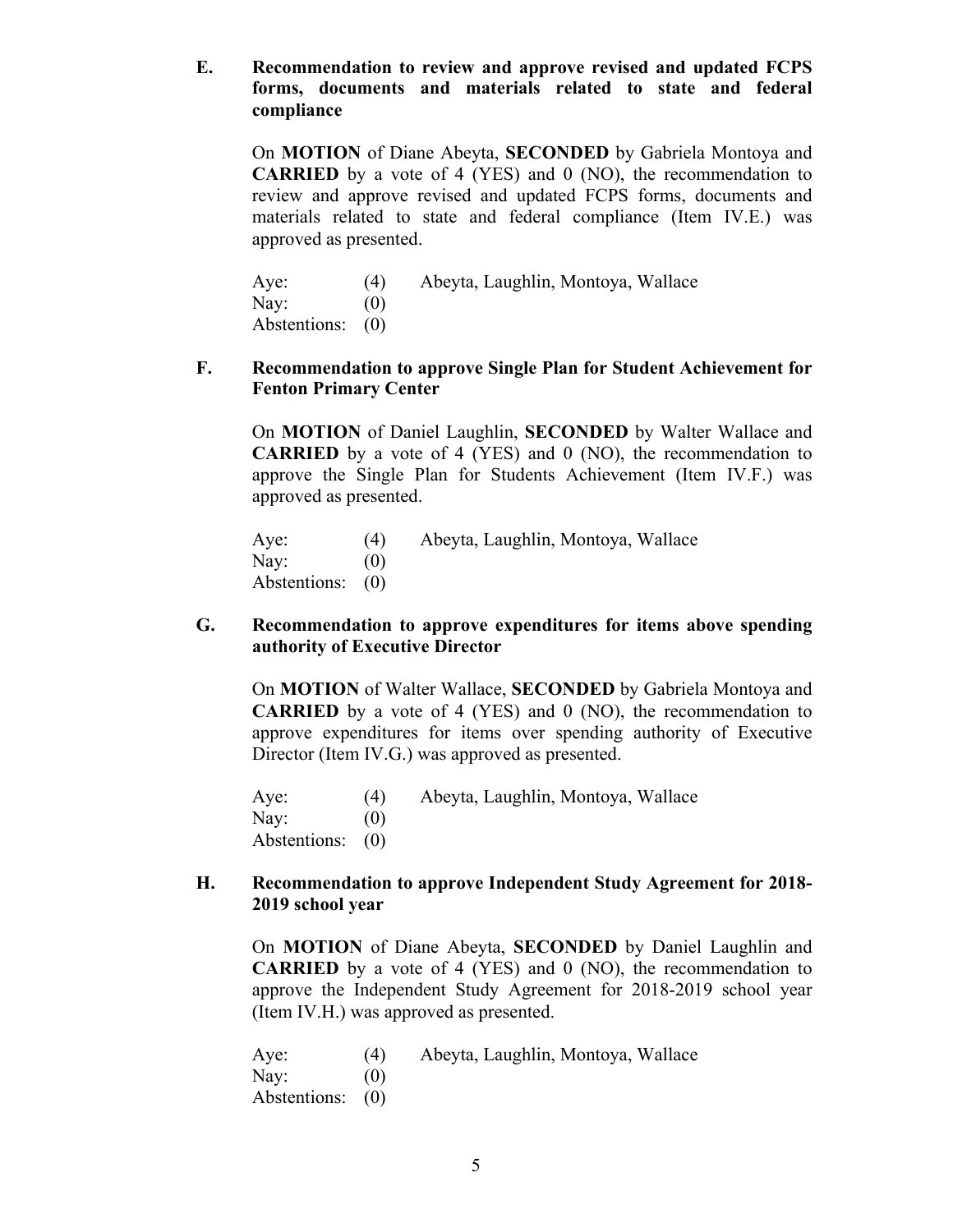**E. Recommendation to review and approve revised and updated FCPS forms, documents and materials related to state and federal compliance**

On **MOTION** of Diane Abeyta, **SECONDED** by Gabriela Montoya and **CARRIED** by a vote of 4 (YES) and 0 (NO), the recommendation to review and approve revised and updated FCPS forms, documents and materials related to state and federal compliance (Item IV.E.) was approved as presented.

| | | |
|---|---|---|
| Aye: | (4) | Abeyta, Laughlin, Montoya, Wallace |
| Nay: | (0) | |
| Abstentions: | (0) | |

**F. Recommendation to approve Single Plan for Student Achievement for Fenton Primary Center**

On **MOTION** of Daniel Laughlin, **SECONDED** by Walter Wallace and **CARRIED** by a vote of 4 (YES) and 0 (NO), the recommendation to approve the Single Plan for Students Achievement (Item IV.F.) was approved as presented.

| | | |
|---|---|---|
| Aye: | (4) | Abeyta, Laughlin, Montoya, Wallace |
| Nay: | (0) | |
| Abstentions: | (0) | |

**G. Recommendation to approve expenditures for items above spending authority of Executive Director**

On **MOTION** of Walter Wallace, **SECONDED** by Gabriela Montoya and **CARRIED** by a vote of 4 (YES) and 0 (NO), the recommendation to approve expenditures for items over spending authority of Executive Director (Item IV.G.) was approved as presented.

| | | |
|---|---|---|
| Aye: | (4) | Abeyta, Laughlin, Montoya, Wallace |
| Nay: | (0) | |
| Abstentions: | (0) | |

**H. Recommendation to approve Independent Study Agreement for 2018-2019 school year**

On **MOTION** of Diane Abeyta, **SECONDED** by Daniel Laughlin and **CARRIED** by a vote of 4 (YES) and 0 (NO), the recommendation to approve the Independent Study Agreement for 2018-2019 school year (Item IV.H.) was approved as presented.

| | | |
|---|---|---|
| Aye: | (4) | Abeyta, Laughlin, Montoya, Wallace |
| Nay: | (0) | |
| Abstentions: | (0) | |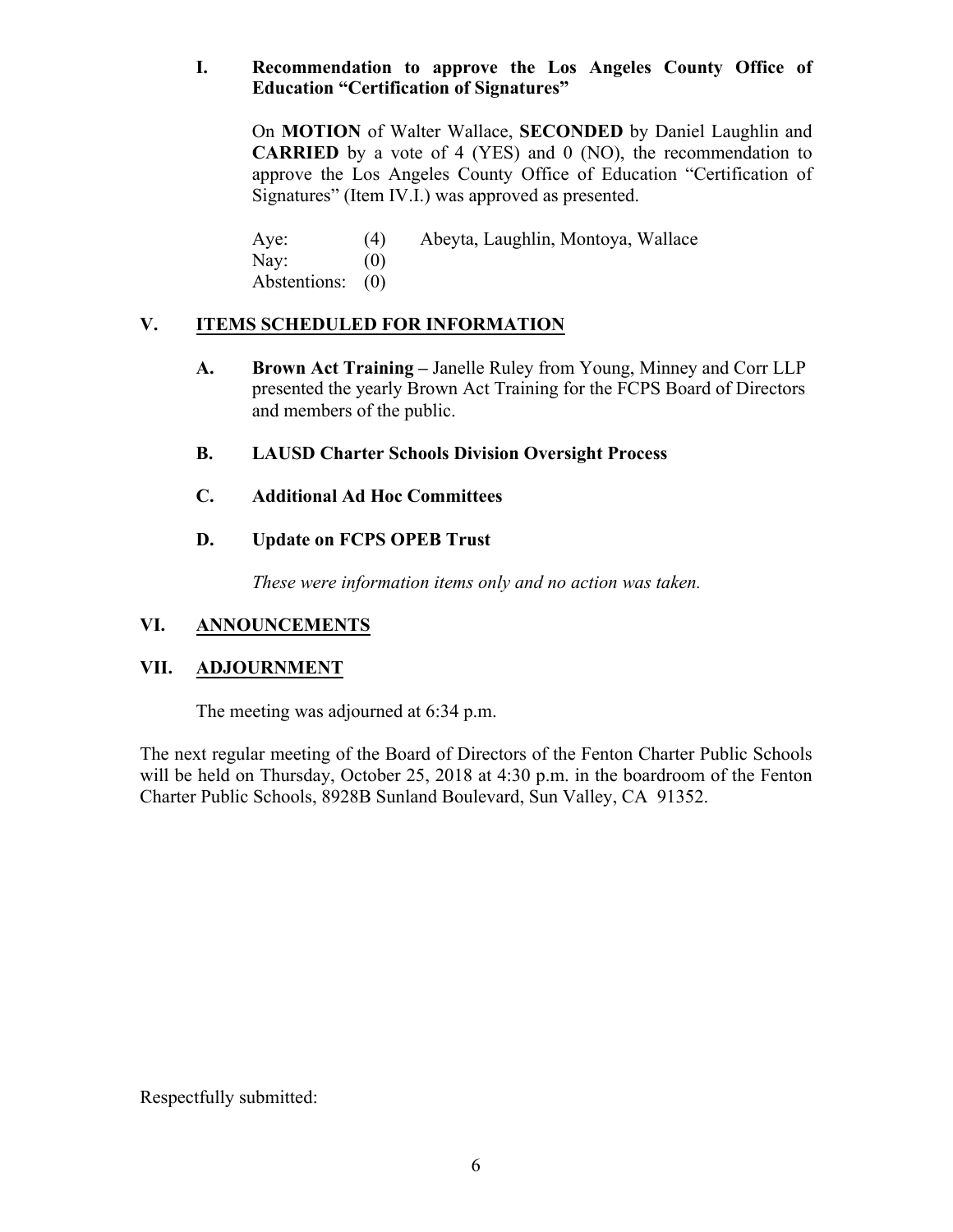**I. Recommendation to approve the Los Angeles County Office of Education "Certification of Signatures"**

On **MOTION** of Walter Wallace, **SECONDED** by Daniel Laughlin and **CARRIED** by a vote of 4 (YES) and 0 (NO), the recommendation to approve the Los Angeles County Office of Education "Certification of Signatures" (Item IV.I.) was approved as presented.

Aye: (4) Abeyta, Laughlin, Montoya, Wallace
Nay: (0)
Abstentions: (0)

## V. ITEMS SCHEDULED FOR INFORMATION

**A. Brown Act Training –** Janelle Ruley from Young, Minney and Corr LLP presented the yearly Brown Act Training for the FCPS Board of Directors and members of the public.

**B. LAUSD Charter Schools Division Oversight Process**

**C. Additional Ad Hoc Committees**

**D. Update on FCPS OPEB Trust**

*These were information items only and no action was taken.*

## VI. ANNOUNCEMENTS

## VII. ADJOURNMENT

The meeting was adjourned at 6:34 p.m.

The next regular meeting of the Board of Directors of the Fenton Charter Public Schools will be held on Thursday, October 25, 2018 at 4:30 p.m. in the boardroom of the Fenton Charter Public Schools, 8928B Sunland Boulevard, Sun Valley, CA 91352.

Respectfully submitted: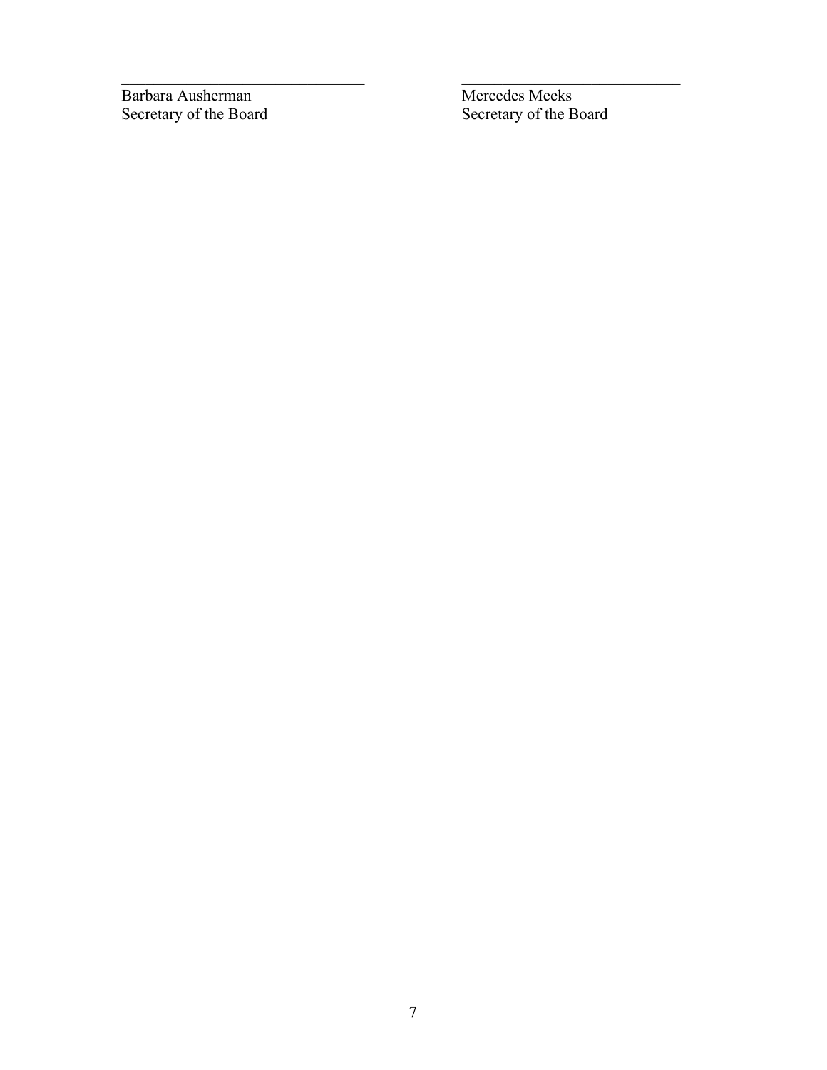| | |
|---|---|
| \_\_\_\_\_\_\_\_\_\_\_\_\_\_\_\_\_\_\_\_\_\_\_\_\_\_\_\_\_\_ | \_\_\_\_\_\_\_\_\_\_\_\_\_\_\_\_\_\_\_\_\_\_\_\_\_\_\_\_\_\_ |
| Barbara Ausherman | Mercedes Meeks |
| Secretary of the Board | Secretary of the Board |